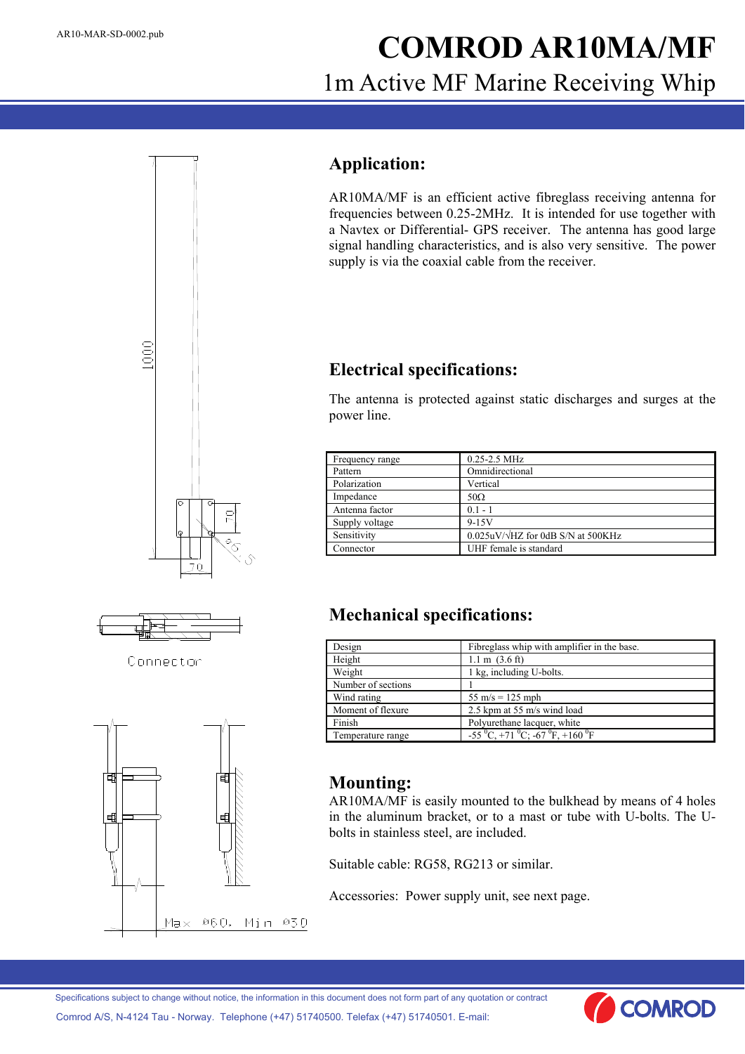AR10-MAR-SD-0002.pub

# COMROD AR10MA/MF

## 1m Active MF Marine Receiving Whip

## Application:

AR10MA/MF is an efficient active fibreglass receiving antenna for frequencies between 0.25-2MHz. It is intended for use together with a Navtex or Differential- GPS receiver. The antenna has good large signal handling characteristics, and is also very sensitive. The power supply is via the coaxial cable from the receiver.

## Electrical specifications:

The antenna is protected against static discharges and surges at the power line.

| | |
|---|---|
| Frequency range | 0.25-2.5 MHz |
| Pattern | Omnidirectional |
| Polarization | Vertical |
| Impedance | 50Ω |
| Antenna factor | 0.1 - 1 |
| Supply voltage | 9-15V |
| Sensitivity | 0.025uV/√HZ for 0dB S/N at 500KHz |
| Connector | UHF female is standard |

## Mechanical specifications:

| | |
|---|---|
| Design | Fibreglass whip with amplifier in the base. |
| Height | 1.1 m (3.6 ft) |
| Weight | 1 kg, including U-bolts. |
| Number of sections | 1 |
| Wind rating | 55 m/s = 125 mph |
| Moment of flexure | 2.5 kpm at 55 m/s wind load |
| Finish | Polyurethane lacquer, white |
| Temperature range | -55 $^{0}$C, +71 $^{0}$C; -67 $^{0}$F, +160 $^{0}$F |

## Mounting:

AR10MA/MF is easily mounted to the bulkhead by means of 4 holes in the aluminum bracket, or to a mast or tube with U-bolts. The U-bolts in stainless steel, are included.

Suitable cable: RG58, RG213 or similar.

Accessories: Power supply unit, see next page.

1000

70

70

Ø6.5

Connector

Max Ø60, Min Ø30

Specifications subject to change without notice, the information in this document does not form part of any quotation or contract

Comrod A/S, N-4124 Tau - Norway. Telephone (+47) 51740500. Telefax (+47) 51740501. E-mail: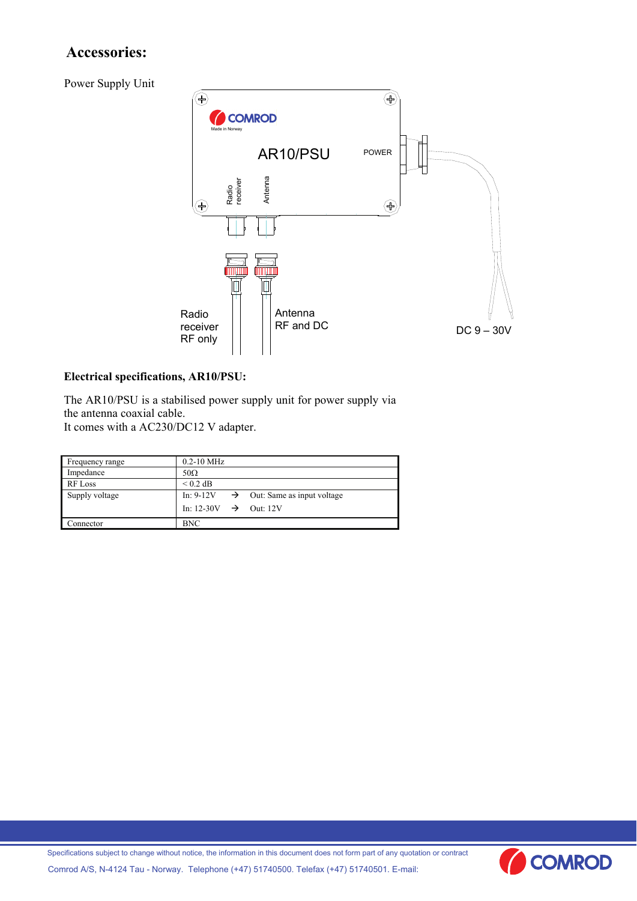## Accessories:

Power Supply Unit

COMROD
Made in Norway
AR10/PSU
POWER
Radio receiver
Antenna

Radio receiver RF only

Antenna RF and DC

DC 9 – 30V

**Electrical specifications, AR10/PSU:**

The AR10/PSU is a stabilised power supply unit for power supply via the antenna coaxial cable.
It comes with a AC230/DC12 V adapter.

| | |
|---|---|
| Frequency range | 0.2-10 MHz |
| Impedance | 50Ω |
| RF Loss | < 0.2 dB |
| Supply voltage | In: 9-12V → Out: Same as input voltage<br>In: 12-30V → Out: 12V |
| Connector | BNC |

Specifications subject to change without notice, the information in this document does not form part of any quotation or contract

Comrod A/S, N-4124 Tau - Norway. Telephone (+47) 51740500. Telefax (+47) 51740501. E-mail: